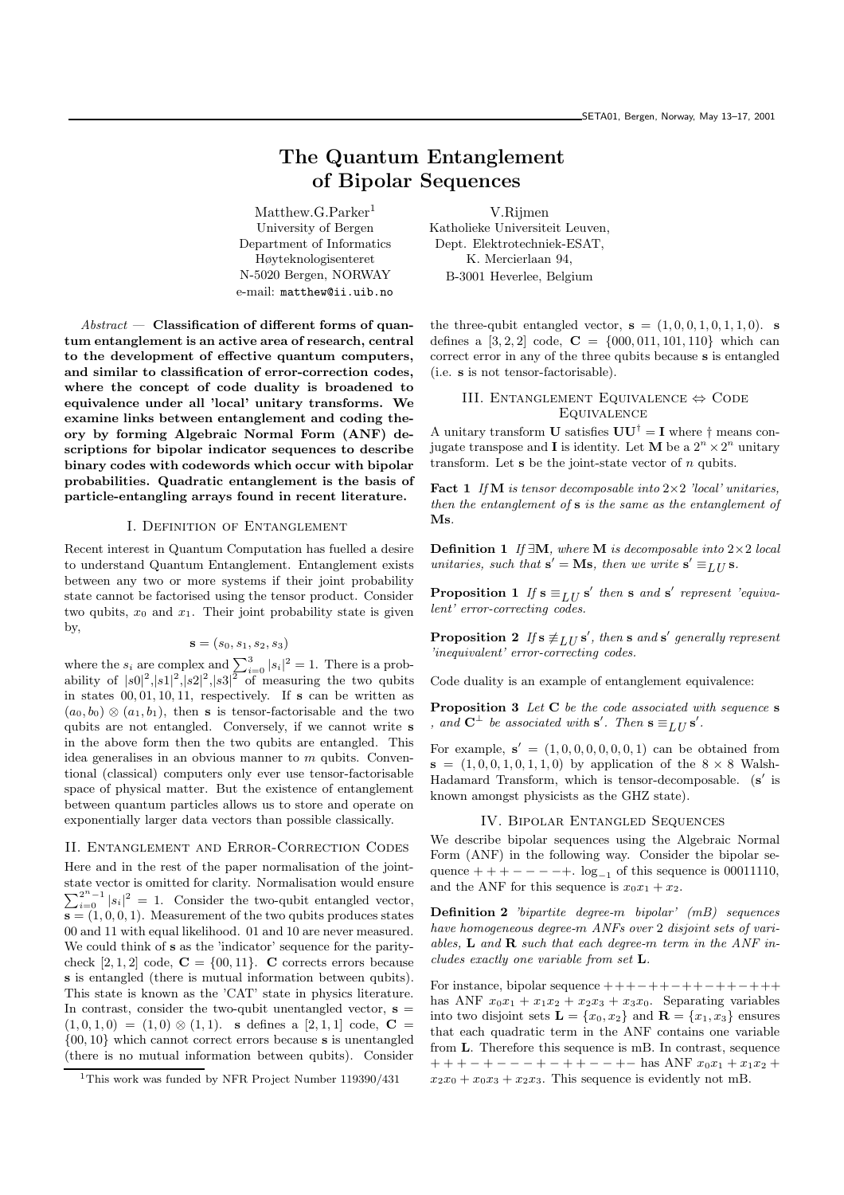# The Quantum Entanglement of Bipolar Sequences

Matthew.G.Parker[1]
University of Bergen
Department of Informatics
Høyteknologisenteret
N-5020 Bergen, NORWAY
e-mail: matthew@ii.uib.no

V.Rijmen
Katholieke Universiteit Leuven,
Dept. Elektrotechniek-ESAT,
K. Mercierlaan 94,
B-3001 Heverlee, Belgium

*Abstract* — **Classification of different forms of quantum entanglement is an active area of research, central to the development of effective quantum computers, and similar to classification of error-correction codes, where the concept of code duality is broadened to equivalence under all 'local' unitary transforms. We examine links between entanglement and coding theory by forming Algebraic Normal Form (ANF) descriptions for bipolar indicator sequences to describe binary codes with codewords which occur with bipolar probabilities. Quadratic entanglement is the basis of particle-entangling arrays found in recent literature.**

## I. Definition of Entanglement

Recent interest in Quantum Computation has fuelled a desire to understand Quantum Entanglement. Entanglement exists between any two or more systems if their joint probability state cannot be factorised using the tensor product. Consider two qubits, $x_0$ and $x_1$. Their joint probability state is given by,

$$\mathbf{s} = (s_0, s_1, s_2, s_3)$$

where the $s_i$ are complex and $\sum_{i=0}^{3} |s_i|^2 = 1$. There is a probability of $|s0|^2$,$|s1|^2$,$|s2|^2$,$|s3|^2$ of measuring the two qubits in states 00, 01, 10, 11, respectively. If $\mathbf{s}$ can be written as $(a_0, b_0) \otimes (a_1, b_1)$, then $\mathbf{s}$ is tensor-factorisable and the two qubits are not entangled. Conversely, if we cannot write $\mathbf{s}$ in the above form then the two qubits are entangled. This idea generalises in an obvious manner to $m$ qubits. Conventional (classical) computers only ever use tensor-factorisable space of physical matter. But the existence of entanglement between quantum particles allows us to store and operate on exponentially larger data vectors than possible classically.

## II. Entanglement and Error-Correction Codes

Here and in the rest of the paper normalisation of the joint-state vector is omitted for clarity. Normalisation would ensure $\sum_{i=0}^{2^n-1} |s_i|^2 = 1$. Consider the two-qubit entangled vector, $\mathbf{s} = (1, 0, 0, 1)$. Measurement of the two qubits produces states 00 and 11 with equal likelihood. 01 and 10 are never measured. We could think of $\mathbf{s}$ as the 'indicator' sequence for the parity-check $[2, 1, 2]$ code, $\mathbf{C} = \{00, 11\}$. $\mathbf{C}$ corrects errors because $\mathbf{s}$ is entangled (there is mutual information between qubits). This state is known as the 'CAT' state in physics literature. In contrast, consider the two-qubit unentangled vector, $\mathbf{s} = (1, 0, 1, 0) = (1, 0) \otimes (1, 1)$. $\mathbf{s}$ defines a $[2, 1, 1]$ code, $\mathbf{C} = \{00, 10\}$ which cannot correct errors because $\mathbf{s}$ is unentangled (there is no mutual information between qubits). Consider the three-qubit entangled vector, $\mathbf{s} = (1, 0, 0, 1, 0, 1, 1, 0)$. $\mathbf{s}$ defines a $[3, 2, 2]$ code, $\mathbf{C} = \{000, 011, 101, 110\}$ which can correct error in any of the three qubits because $\mathbf{s}$ is entangled (i.e. $\mathbf{s}$ is not tensor-factorisable).

## III. Entanglement Equivalence ⇔ Code Equivalence

A unitary transform $\mathbf{U}$ satisfies $\mathbf{U}\mathbf{U}^\dagger = \mathbf{I}$ where $\dagger$ means conjugate transpose and $\mathbf{I}$ is identity. Let $\mathbf{M}$ be a $2^n \times 2^n$ unitary transform. Let $\mathbf{s}$ be the joint-state vector of $n$ qubits.

**Fact 1** *If* $\mathbf{M}$ *is tensor decomposable into* $2\times 2$ *'local' unitaries, then the entanglement of* $\mathbf{s}$ *is the same as the entanglement of* $\mathbf{Ms}$.

**Definition 1** *If* $\exists\mathbf{M}$*, where* $\mathbf{M}$ *is decomposable into* $2\times 2$ *local unitaries, such that* $\mathbf{s}' = \mathbf{Ms}$*, then we write* $\mathbf{s}' \equiv_{LU} \mathbf{s}$.

**Proposition 1** *If* $\mathbf{s} \equiv_{LU} \mathbf{s}'$ *then* $\mathbf{s}$ *and* $\mathbf{s}'$ *represent 'equivalent' error-correcting codes.*

**Proposition 2** *If* $\mathbf{s} \not\equiv_{LU} \mathbf{s}'$*, then* $\mathbf{s}$ *and* $\mathbf{s}'$ *generally represent 'inequivalent' error-correcting codes.*

Code duality is an example of entanglement equivalence:

**Proposition 3** *Let* $\mathbf{C}$ *be the code associated with sequence* $\mathbf{s}$ *, and* $\mathbf{C}^\perp$ *be associated with* $\mathbf{s}'$*. Then* $\mathbf{s} \equiv_{LU} \mathbf{s}'$.

For example, $\mathbf{s}' = (1, 0, 0, 0, 0, 0, 0, 1)$ can be obtained from $\mathbf{s} = (1, 0, 0, 1, 0, 1, 1, 0)$ by application of the $8 \times 8$ Walsh-Hadamard Transform, which is tensor-decomposable. ($\mathbf{s}'$ is known amongst physicists as the GHZ state).

## IV. Bipolar Entangled Sequences

We describe bipolar sequences using the Algebraic Normal Form (ANF) in the following way. Consider the bipolar sequence $+ + + - - - - +$. $\log_{-1}$ of this sequence is 00011110, and the ANF for this sequence is $x_0x_1 + x_2$.

**Definition 2** *'bipartite degree-m bipolar' (mB) sequences have homogeneous degree-m ANFs over 2 disjoint sets of variables,* $\mathbf{L}$ *and* $\mathbf{R}$ *such that each degree-m term in the ANF includes exactly one variable from set* $\mathbf{L}$.

For instance, bipolar sequence $+ + + - + + - + + - + + - + + +$ has ANF $x_0x_1 + x_1x_2 + x_2x_3 + x_3x_0$. Separating variables into two disjoint sets $\mathbf{L} = \{x_0, x_2\}$ and $\mathbf{R} = \{x_1, x_3\}$ ensures that each quadratic term in the ANF contains one variable from $\mathbf{L}$. Therefore this sequence is mB. In contrast, sequence $+ + + - + - - - + - + + - - + -$ has ANF $x_0x_1 + x_1x_2 + x_2x_0 + x_0x_3 + x_2x_3$. This sequence is evidently not mB.

[1] This work was funded by NFR Project Number 119390/431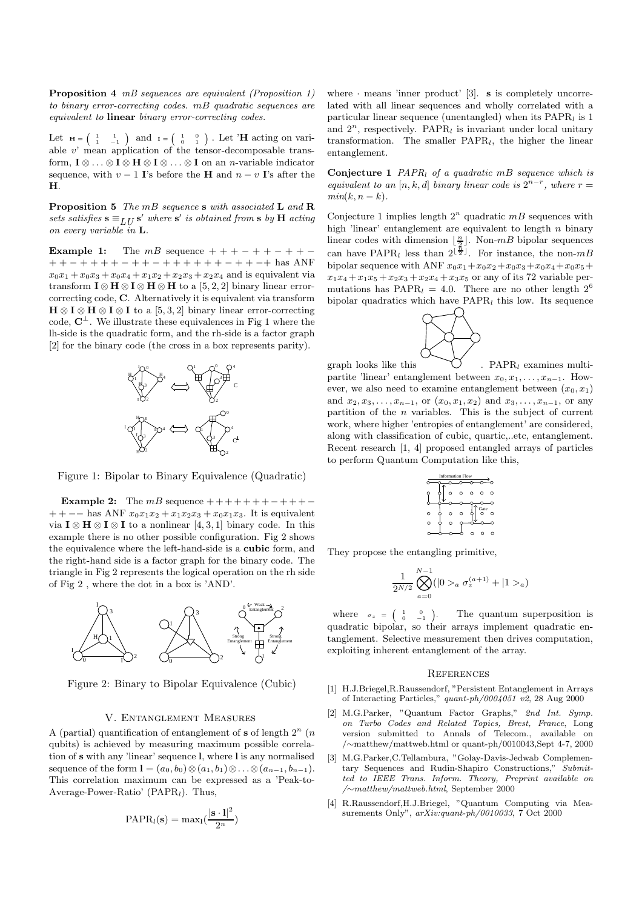**Proposition 4** *mB sequences are equivalent (Proposition 1) to binary error-correcting codes. mB quadratic sequences are equivalent to* **linear** *binary error-correcting codes.*

Let $\mathbf{H} = \begin{pmatrix} 1 & 1 \\ 1 & -1 \end{pmatrix}$ and $\mathbf{I} = \begin{pmatrix} 1 & 0 \\ 0 & 1 \end{pmatrix}$. Let '$\mathbf{H}$ acting on variable $v$' mean application of the tensor-decomposable transform, $\mathbf{I} \otimes \ldots \otimes \mathbf{I} \otimes \mathbf{H} \otimes \mathbf{I} \otimes \ldots \otimes \mathbf{I}$ on an $n$-variable indicator sequence, with $v-1$ $\mathbf{I}$'s before the $\mathbf{H}$ and $n-v$ $\mathbf{I}$'s after the $\mathbf{H}$.

**Proposition 5** *The mB sequence* $\mathbf{s}$ *with associated* $\mathbf{L}$ *and* $\mathbf{R}$ *sets satisfies* $\mathbf{s} \equiv_{LU} \mathbf{s}'$ *where* $\mathbf{s}'$ *is obtained from* $\mathbf{s}$ *by* $\mathbf{H}$ *acting on every variable in* $\mathbf{L}$.

**Example 1:** The $mB$ sequence $+++-++-++-++-+++++-++-++++++++-++-+$ has ANF $x_0x_1 + x_0x_3 + x_0x_4 + x_1x_2 + x_2x_3 + x_2x_4$ and is equivalent via transform $\mathbf{I} \otimes \mathbf{H} \otimes \mathbf{I} \otimes \mathbf{H} \otimes \mathbf{H}$ to a $[5, 2, 2]$ binary linear error-correcting code, $\mathbf{C}$. Alternatively it is equivalent via transform $\mathbf{H} \otimes \mathbf{I} \otimes \mathbf{H} \otimes \mathbf{I} \otimes \mathbf{I}$ to a $[5, 3, 2]$ binary linear error-correcting code, $\mathbf{C}^{\perp}$. We illustrate these equivalences in Fig 1 where the lh-side is the quadratic form, and the rh-side is a factor graph [2] for the binary code (the cross in a box represents parity).

Figure 1: Bipolar to Binary Equivalence (Quadratic)

**Example 2:** The $mB$ sequence $+++++++-+++-++--$ has ANF $x_0x_1x_2 + x_1x_2x_3 + x_0x_1x_3$. It is equivalent via $\mathbf{I} \otimes \mathbf{H} \otimes \mathbf{I} \otimes \mathbf{I}$ to a nonlinear $[4, 3, 1]$ binary code. In this example there is no other possible configuration. Fig 2 shows the equivalence where the left-hand-side is a **cubic** form, and the right-hand side is a factor graph for the binary code. The triangle in Fig 2 represents the logical operation on the rh side of Fig 2 , where the dot in a box is 'AND'.

Figure 2: Binary to Bipolar Equivalence (Cubic)

## V. Entanglement Measures

A (partial) quantification of entanglement of $\mathbf{s}$ of length $2^n$ ($n$ qubits) is achieved by measuring maximum possible correlation of $\mathbf{s}$ with any 'linear' sequence $\mathbf{l}$, where $\mathbf{l}$ is any normalised sequence of the form $\mathbf{l} = (a_0, b_0) \otimes (a_1, b_1) \otimes \ldots \otimes (a_{n-1}, b_{n-1})$. This correlation maximum can be expressed as a 'Peak-to-Average-Power-Ratio' ($\text{PAPR}_l$). Thus,

$$\text{PAPR}_l(\mathbf{s}) = \max_{\mathbf{l}}\left(\frac{|\mathbf{s} \cdot \mathbf{l}|^2}{2^n}\right)$$

where $\cdot$ means 'inner product' [3]. $\mathbf{s}$ is completely uncorrelated with all linear sequences and wholly correlated with a particular linear sequence (unentangled) when its $\text{PAPR}_l$ is 1 and $2^n$, respectively. $\text{PAPR}_l$ is invariant under local unitary transformation. The smaller $\text{PAPR}_l$, the higher the linear entanglement.

**Conjecture 1** *$\text{PAPR}_l$ of a quadratic mB sequence which is equivalent to an* $[n, k, d]$ *binary linear code is* $2^{n-r}$*, where* $r = min(k, n-k)$.

Conjecture 1 implies length $2^n$ quadratic $mB$ sequences with high 'linear' entanglement are equivalent to length $n$ binary linear codes with dimension $\lfloor \frac{n}{2} \rfloor$. Non-$mB$ bipolar sequences can have $\text{PAPR}_l$ less than $2^{\lfloor \frac{n}{2} \rfloor}$. For instance, the non-$mB$ bipolar sequence with ANF $x_0x_1 + x_0x_2 + x_0x_3 + x_0x_4 + x_0x_5 + x_1x_4 + x_1x_5 + x_2x_3 + x_2x_4 + x_3x_5$ or any of its 72 variable permutations has $\text{PAPR}_l = 4.0$. There are no other length $2^6$ bipolar quadratics which have $\text{PAPR}_l$ this low. Its sequence graph looks like this . $\text{PAPR}_l$ examines multipartite 'linear' entanglement between $x_0, x_1, \ldots, x_{n-1}$. However, we also need to examine entanglement between $(x_0, x_1)$ and $x_2, x_3, \ldots, x_{n-1}$, or $(x_0, x_1, x_2)$ and $x_3, \ldots, x_{n-1}$, or any partition of the $n$ variables. This is the subject of current work, where higher 'entropies of entanglement' are considered, along with classification of cubic, quartic,..etc, entanglement. Recent research [1, 4] proposed entangled arrays of particles to perform Quantum Computation like this,

They propose the entangling primitive,

$$\frac{1}{2^{N/2}} \bigotimes_{a=0}^{N-1} (|0>_a \sigma_z^{(a+1)} + |1>_a)$$

where $\sigma_z = \begin{pmatrix} 1 & 0 \\ 0 & -1 \end{pmatrix}$. The quantum superposition is quadratic bipolar, so their arrays implement quadratic entanglement. Selective measurement then drives computation, exploiting inherent entanglement of the array.

## References

[1] H.J.Briegel,R.Raussendorf, "Persistent Entanglement in Arrays of Interacting Particles," *quant-ph/0004051 v2*, 28 Aug 2000

[2] M.G.Parker, "Quantum Factor Graphs," *2nd Int. Symp. on Turbo Codes and Related Topics, Brest, France*, Long version submitted to Annals of Telecom., available on /∼matthew/mattweb.html or quant-ph/0010043,Sept 4-7, 2000

[3] M.G.Parker,C.Tellambura, "Golay-Davis-Jedwab Complementary Sequences and Rudin-Shapiro Constructions," *Submitted to IEEE Trans. Inform. Theory, Preprint available on /∼matthew/mattweb.html*, September 2000

[4] R.Raussendorf,H.J.Briegel, "Quantum Computing via Measurements Only", *arXiv:quant-ph/0010033*, 7 Oct 2000